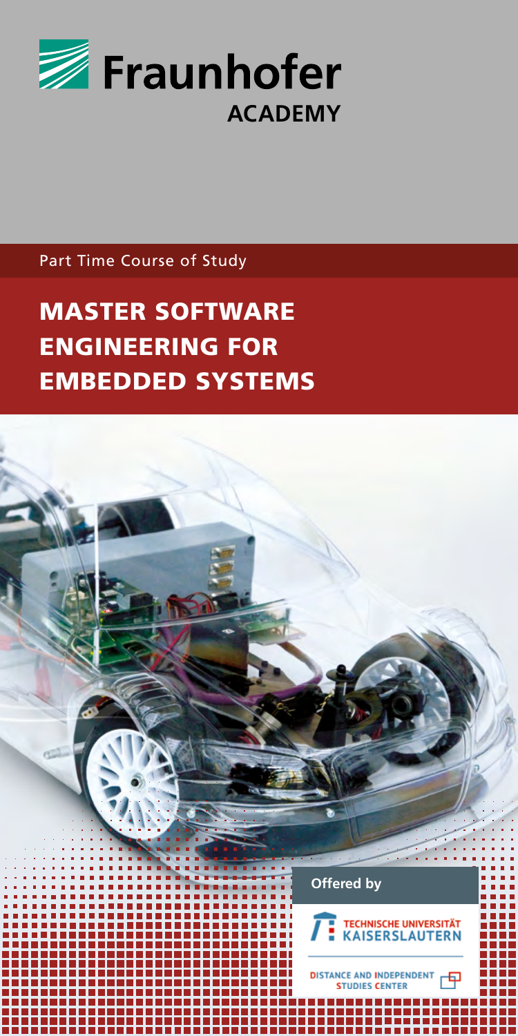Fraunhofer

ACADEMY

Part Time Course of Study

# MASTER SOFTWARE ENGINEERING FOR EMBEDDED SYSTEMS

**Offered by**

TECHNISCHE UNIVERSITÄT KAISERSLAUTERN

DISTANCE AND INDEPENDENT STUDIES CENTER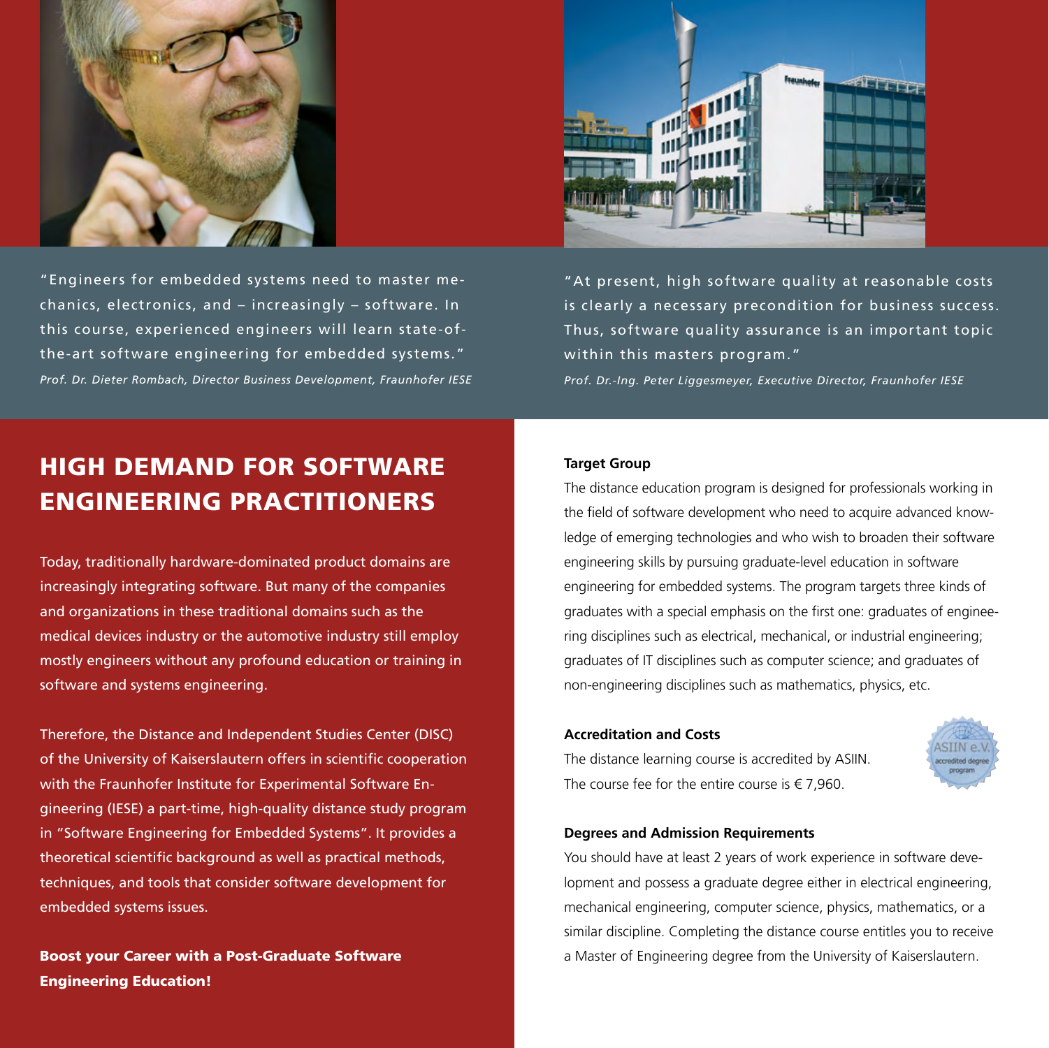"Engineers for embedded systems need to master mechanics, electronics, and – increasingly – software. In this course, experienced engineers will learn state-of-the-art software engineering for embedded systems."

*Prof. Dr. Dieter Rombach, Director Business Development, Fraunhofer IESE*

"At present, high software quality at reasonable costs is clearly a necessary precondition for business success. Thus, software quality assurance is an important topic within this masters program."

*Prof. Dr.-Ing. Peter Liggesmeyer, Executive Director, Fraunhofer IESE*

## HIGH DEMAND FOR SOFTWARE ENGINEERING PRACTITIONERS

Today, traditionally hardware-dominated product domains are increasingly integrating software. But many of the companies and organizations in these traditional domains such as the medical devices industry or the automotive industry still employ mostly engineers without any profound education or training in software and systems engineering.

Therefore, the Distance and Independent Studies Center (DISC) of the University of Kaiserslautern offers in scientific cooperation with the Fraunhofer Institute for Experimental Software Engineering (IESE) a part-time, high-quality distance study program in "Software Engineering for Embedded Systems". It provides a theoretical scientific background as well as practical methods, techniques, and tools that consider software development for embedded systems issues.

**Boost your Career with a Post-Graduate Software Engineering Education!**

### Target Group

The distance education program is designed for professionals working in the field of software development who need to acquire advanced knowledge of emerging technologies and who wish to broaden their software engineering skills by pursuing graduate-level education in software engineering for embedded systems. The program targets three kinds of graduates with a special emphasis on the first one: graduates of engineering disciplines such as electrical, mechanical, or industrial engineering; graduates of IT disciplines such as computer science; and graduates of non-engineering disciplines such as mathematics, physics, etc.

### Accreditation and Costs

The distance learning course is accredited by ASIIN. The course fee for the entire course is € 7,960.

### Degrees and Admission Requirements

You should have at least 2 years of work experience in software development and possess a graduate degree either in electrical engineering, mechanical engineering, computer science, physics, mathematics, or a similar discipline. Completing the distance course entitles you to receive a Master of Engineering degree from the University of Kaiserslautern.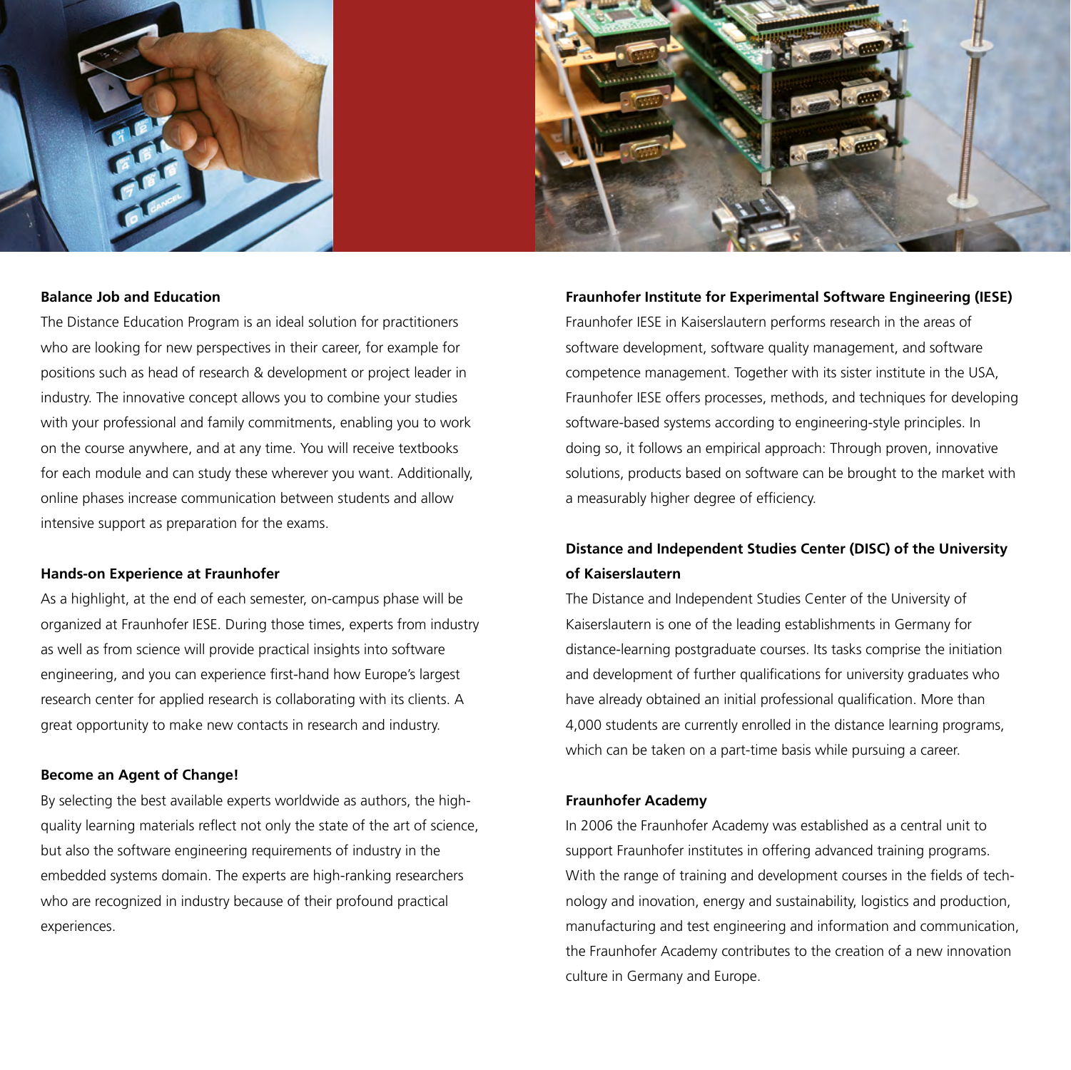### Balance Job and Education

The Distance Education Program is an ideal solution for practitioners who are looking for new perspectives in their career, for example for positions such as head of research & development or project leader in industry. The innovative concept allows you to combine your studies with your professional and family commitments, enabling you to work on the course anywhere, and at any time. You will receive textbooks for each module and can study these wherever you want. Additionally, online phases increase communication between students and allow intensive support as preparation for the exams.

### Hands-on Experience at Fraunhofer

As a highlight, at the end of each semester, on-campus phase will be organized at Fraunhofer IESE. During those times, experts from industry as well as from science will provide practical insights into software engineering, and you can experience first-hand how Europe's largest research center for applied research is collaborating with its clients. A great opportunity to make new contacts in research and industry.

### Become an Agent of Change!

By selecting the best available experts worldwide as authors, the high-quality learning materials reflect not only the state of the art of science, but also the software engineering requirements of industry in the embedded systems domain. The experts are high-ranking researchers who are recognized in industry because of their profound practical experiences.

### Fraunhofer Institute for Experimental Software Engineering (IESE)

Fraunhofer IESE in Kaiserslautern performs research in the areas of software development, software quality management, and software competence management. Together with its sister institute in the USA, Fraunhofer IESE offers processes, methods, and techniques for developing software-based systems according to engineering-style principles. In doing so, it follows an empirical approach: Through proven, innovative solutions, products based on software can be brought to the market with a measurably higher degree of efficiency.

### Distance and Independent Studies Center (DISC) of the University of Kaiserslautern

The Distance and Independent Studies Center of the University of Kaiserslautern is one of the leading establishments in Germany for distance-learning postgraduate courses. Its tasks comprise the initiation and development of further qualifications for university graduates who have already obtained an initial professional qualification. More than 4,000 students are currently enrolled in the distance learning programs, which can be taken on a part-time basis while pursuing a career.

### Fraunhofer Academy

In 2006 the Fraunhofer Academy was established as a central unit to support Fraunhofer institutes in offering advanced training programs. With the range of training and development courses in the fields of technology and inovation, energy and sustainability, logistics and production, manufacturing and test engineering and information and communication, the Fraunhofer Academy contributes to the creation of a new innovation culture in Germany and Europe.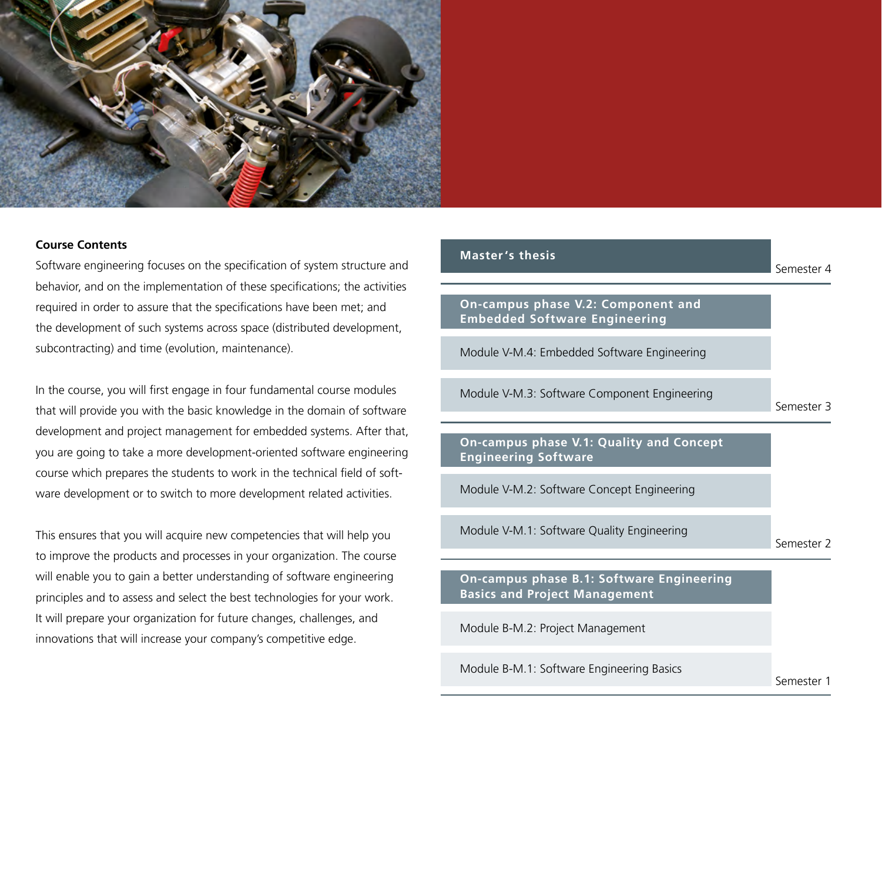## Course Contents

Software engineering focuses on the specification of system structure and behavior, and on the implementation of these specifications; the activities required in order to assure that the specifications have been met; and the development of such systems across space (distributed development, subcontracting) and time (evolution, maintenance).

In the course, you will first engage in four fundamental course modules that will provide you with the basic knowledge in the domain of software development and project management for embedded systems. After that, you are going to take a more development-oriented software engineering course which prepares the students to work in the technical field of software development or to switch to more development related activities.

This ensures that you will acquire new competencies that will help you to improve the products and processes in your organization. The course will enable you to gain a better understanding of software engineering principles and to assess and select the best technologies for your work. It will prepare your organization for future changes, challenges, and innovations that will increase your company's competitive edge.

**Semester 4**

- **Master's thesis**

**Semester 3**

- **On-campus phase V.2: Component and Embedded Software Engineering**
  - Module V-M.4: Embedded Software Engineering
  - Module V-M.3: Software Component Engineering

**Semester 2**

- **On-campus phase V.1: Quality and Concept Engineering Software**
  - Module V-M.2: Software Concept Engineering
  - Module V-M.1: Software Quality Engineering

**Semester 1**

- **On-campus phase B.1: Software Engineering Basics and Project Management**
  - Module B-M.2: Project Management
  - Module B-M.1: Software Engineering Basics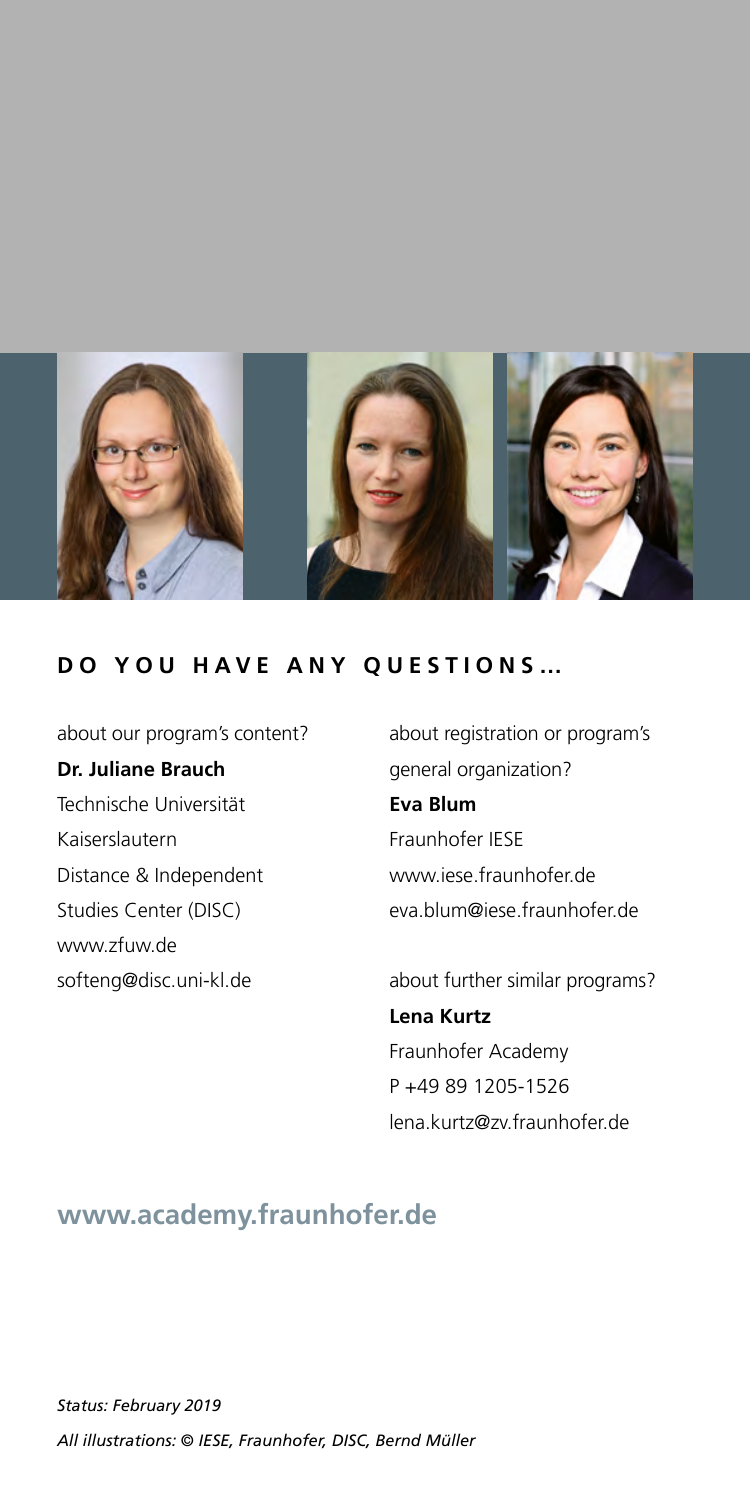## DO YOU HAVE ANY QUESTIONS...

about our program's content?

**Dr. Juliane Brauch**
Technische Universität Kaiserslautern
Distance & Independent Studies Center (DISC)
www.zfuw.de
softeng@disc.uni-kl.de

about registration or program's general organization?

**Eva Blum**
Fraunhofer IESE
www.iese.fraunhofer.de
eva.blum@iese.fraunhofer.de

about further similar programs?

**Lena Kurtz**
Fraunhofer Academy
P +49 89 1205-1526
lena.kurtz@zv.fraunhofer.de

**www.academy.fraunhofer.de**

*Status: February 2019*

*All illustrations: © IESE, Fraunhofer, DISC, Bernd Müller*